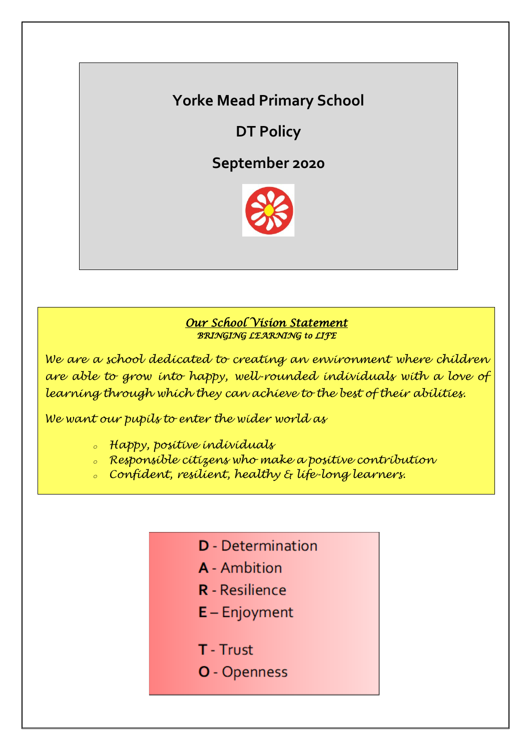# Yorke Mead Primary School

## DT Policy

## September 2020

***Our School Vision Statement***

*BRINGING LEARNING to LIFE*

*We are a school dedicated to creating an environment where children are able to grow into happy, well-rounded individuals with a love of learning through which they can achieve to the best of their abilities.*

*We want our pupils to enter the wider world as*

- *Happy, positive individuals*
- *Responsible citizens who make a positive contribution*
- *Confident, resilient, healthy & life-long learners.*

**D** - Determination
**A** - Ambition
**R** - Resilience
**E** – Enjoyment

**T** - Trust
**O** - Openness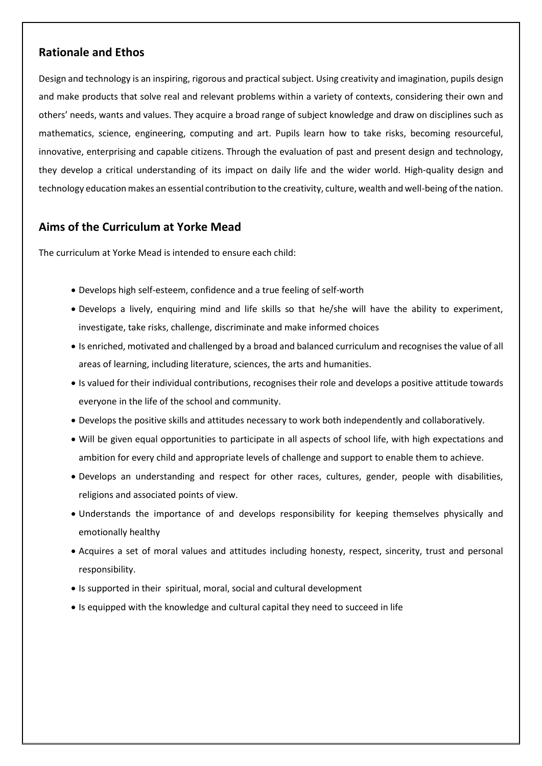## Rationale and Ethos

Design and technology is an inspiring, rigorous and practical subject. Using creativity and imagination, pupils design and make products that solve real and relevant problems within a variety of contexts, considering their own and others' needs, wants and values. They acquire a broad range of subject knowledge and draw on disciplines such as mathematics, science, engineering, computing and art. Pupils learn how to take risks, becoming resourceful, innovative, enterprising and capable citizens. Through the evaluation of past and present design and technology, they develop a critical understanding of its impact on daily life and the wider world. High-quality design and technology education makes an essential contribution to the creativity, culture, wealth and well-being of the nation.

## Aims of the Curriculum at Yorke Mead

The curriculum at Yorke Mead is intended to ensure each child:

- Develops high self-esteem, confidence and a true feeling of self-worth
- Develops a lively, enquiring mind and life skills so that he/she will have the ability to experiment, investigate, take risks, challenge, discriminate and make informed choices
- Is enriched, motivated and challenged by a broad and balanced curriculum and recognises the value of all areas of learning, including literature, sciences, the arts and humanities.
- Is valued for their individual contributions, recognises their role and develops a positive attitude towards everyone in the life of the school and community.
- Develops the positive skills and attitudes necessary to work both independently and collaboratively.
- Will be given equal opportunities to participate in all aspects of school life, with high expectations and ambition for every child and appropriate levels of challenge and support to enable them to achieve.
- Develops an understanding and respect for other races, cultures, gender, people with disabilities, religions and associated points of view.
- Understands the importance of and develops responsibility for keeping themselves physically and emotionally healthy
- Acquires a set of moral values and attitudes including honesty, respect, sincerity, trust and personal responsibility.
- Is supported in their spiritual, moral, social and cultural development
- Is equipped with the knowledge and cultural capital they need to succeed in life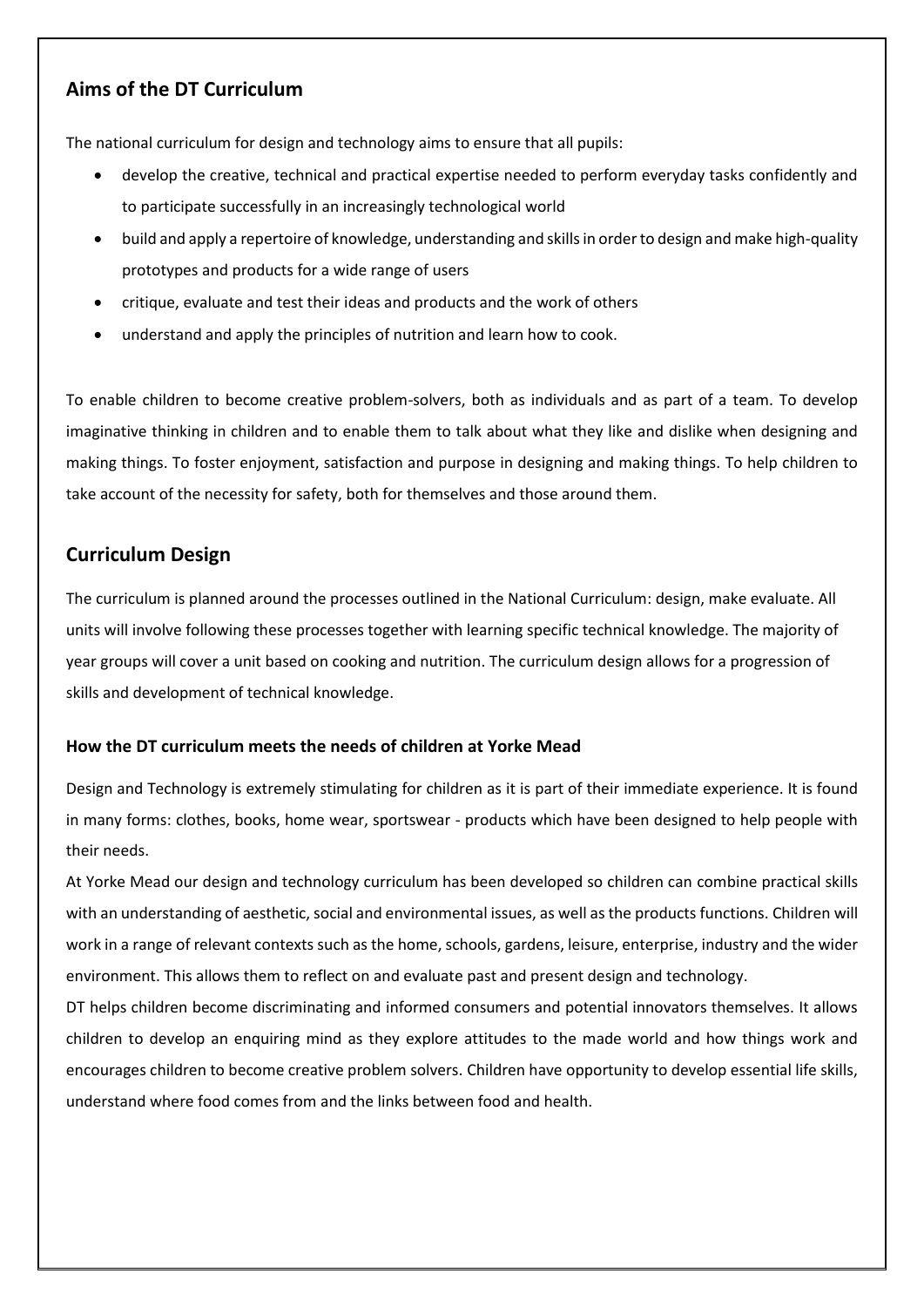## Aims of the DT Curriculum

The national curriculum for design and technology aims to ensure that all pupils:

- develop the creative, technical and practical expertise needed to perform everyday tasks confidently and to participate successfully in an increasingly technological world
- build and apply a repertoire of knowledge, understanding and skills in order to design and make high-quality prototypes and products for a wide range of users
- critique, evaluate and test their ideas and products and the work of others
- understand and apply the principles of nutrition and learn how to cook.

To enable children to become creative problem-solvers, both as individuals and as part of a team. To develop imaginative thinking in children and to enable them to talk about what they like and dislike when designing and making things. To foster enjoyment, satisfaction and purpose in designing and making things. To help children to take account of the necessity for safety, both for themselves and those around them.

## Curriculum Design

The curriculum is planned around the processes outlined in the National Curriculum: design, make evaluate. All units will involve following these processes together with learning specific technical knowledge. The majority of year groups will cover a unit based on cooking and nutrition. The curriculum design allows for a progression of skills and development of technical knowledge.

### How the DT curriculum meets the needs of children at Yorke Mead

Design and Technology is extremely stimulating for children as it is part of their immediate experience. It is found in many forms: clothes, books, home wear, sportswear - products which have been designed to help people with their needs.

At Yorke Mead our design and technology curriculum has been developed so children can combine practical skills with an understanding of aesthetic, social and environmental issues, as well as the products functions. Children will work in a range of relevant contexts such as the home, schools, gardens, leisure, enterprise, industry and the wider environment. This allows them to reflect on and evaluate past and present design and technology.

DT helps children become discriminating and informed consumers and potential innovators themselves. It allows children to develop an enquiring mind as they explore attitudes to the made world and how things work and encourages children to become creative problem solvers. Children have opportunity to develop essential life skills, understand where food comes from and the links between food and health.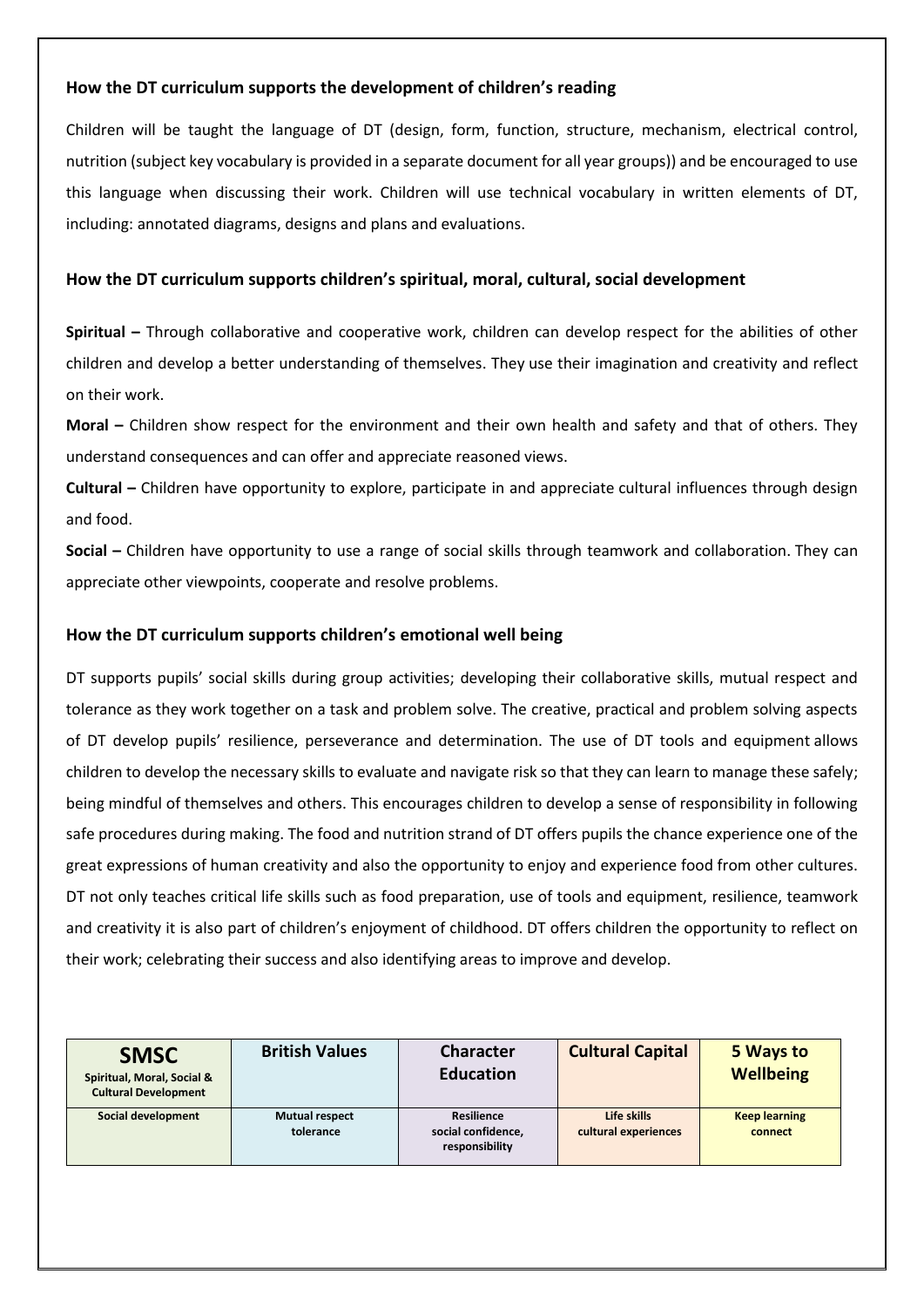### How the DT curriculum supports the development of children's reading

Children will be taught the language of DT (design, form, function, structure, mechanism, electrical control, nutrition (subject key vocabulary is provided in a separate document for all year groups)) and be encouraged to use this language when discussing their work. Children will use technical vocabulary in written elements of DT, including: annotated diagrams, designs and plans and evaluations.

### How the DT curriculum supports children's spiritual, moral, cultural, social development

**Spiritual –** Through collaborative and cooperative work, children can develop respect for the abilities of other children and develop a better understanding of themselves. They use their imagination and creativity and reflect on their work.

**Moral –** Children show respect for the environment and their own health and safety and that of others. They understand consequences and can offer and appreciate reasoned views.

**Cultural –** Children have opportunity to explore, participate in and appreciate cultural influences through design and food.

**Social –** Children have opportunity to use a range of social skills through teamwork and collaboration. They can appreciate other viewpoints, cooperate and resolve problems.

### How the DT curriculum supports children's emotional well being

DT supports pupils' social skills during group activities; developing their collaborative skills, mutual respect and tolerance as they work together on a task and problem solve. The creative, practical and problem solving aspects of DT develop pupils' resilience, perseverance and determination. The use of DT tools and equipment allows children to develop the necessary skills to evaluate and navigate risk so that they can learn to manage these safely; being mindful of themselves and others. This encourages children to develop a sense of responsibility in following safe procedures during making. The food and nutrition strand of DT offers pupils the chance experience one of the great expressions of human creativity and also the opportunity to enjoy and experience food from other cultures. DT not only teaches critical life skills such as food preparation, use of tools and equipment, resilience, teamwork and creativity it is also part of children's enjoyment of childhood. DT offers children the opportunity to reflect on their work; celebrating their success and also identifying areas to improve and develop.

| **SMSC** Spiritual, Moral, Social & Cultural Development | **British Values** | **Character Education** | **Cultural Capital** | **5 Ways to Wellbeing** |
|---|---|---|---|---|
| Social development | Mutual respect tolerance | Resilience social confidence, responsibility | Life skills cultural experiences | Keep learning connect |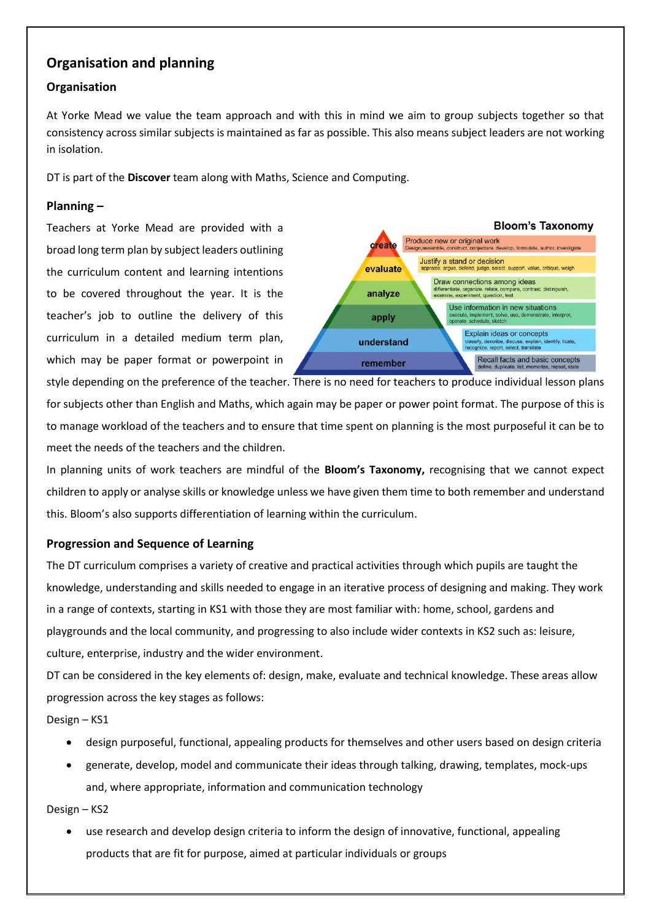## Organisation and planning

### Organisation

At Yorke Mead we value the team approach and with this in mind we aim to group subjects together so that consistency across similar subjects is maintained as far as possible. This also means subject leaders are not working in isolation.

DT is part of the **Discover** team along with Maths, Science and Computing.

### Planning –

Teachers at Yorke Mead are provided with a broad long term plan by subject leaders outlining the curriculum content and learning intentions to be covered throughout the year. It is the teacher's job to outline the delivery of this curriculum in a detailed medium term plan, which may be paper format or powerpoint in style depending on the preference of the teacher. There is no need for teachers to produce individual lesson plans for subjects other than English and Maths, which again may be paper or power point format. The purpose of this is to manage workload of the teachers and to ensure that time spent on planning is the most purposeful it can be to meet the needs of the teachers and the children.

**Bloom's Taxonomy**

- **create** – Produce new or original work. Design, assemble, construct, conjecture, develop, formulate, author, investigate
- **evaluate** – Justify a stand or decision. appraise, argue, defend, judge, select, support, value, critique, weigh
- **analyze** – Draw connections among ideas. differentiate, organize, relate, compare, contrast, distinguish, examine, experiment, question, test
- **apply** – Use information in new situations. execute, implement, solve, use, demonstrate, interpret, operate, schedule, sketch
- **understand** – Explain ideas or concepts. classify, describe, discuss, explain, identify, locate, recognize, report, select, translate
- **remember** – Recall facts and basic concepts. define, duplicate, list, memorize, repeat, state

In planning units of work teachers are mindful of the **Bloom's Taxonomy,** recognising that we cannot expect children to apply or analyse skills or knowledge unless we have given them time to both remember and understand this. Bloom's also supports differentiation of learning within the curriculum.

### Progression and Sequence of Learning

The DT curriculum comprises a variety of creative and practical activities through which pupils are taught the knowledge, understanding and skills needed to engage in an iterative process of designing and making. They work in a range of contexts, starting in KS1 with those they are most familiar with: home, school, gardens and playgrounds and the local community, and progressing to also include wider contexts in KS2 such as: leisure, culture, enterprise, industry and the wider environment.

DT can be considered in the key elements of: design, make, evaluate and technical knowledge. These areas allow progression across the key stages as follows:

Design – KS1

- design purposeful, functional, appealing products for themselves and other users based on design criteria
- generate, develop, model and communicate their ideas through talking, drawing, templates, mock-ups and, where appropriate, information and communication technology

Design – KS2

- use research and develop design criteria to inform the design of innovative, functional, appealing products that are fit for purpose, aimed at particular individuals or groups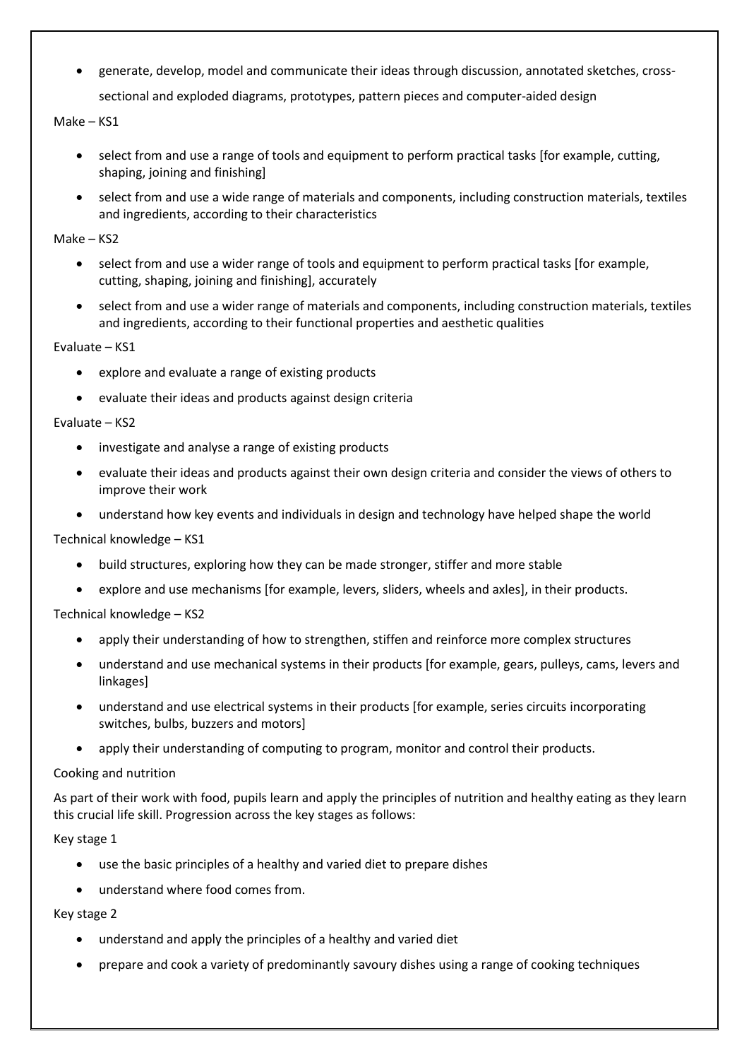- generate, develop, model and communicate their ideas through discussion, annotated sketches, cross-sectional and exploded diagrams, prototypes, pattern pieces and computer-aided design

Make – KS1

- select from and use a range of tools and equipment to perform practical tasks [for example, cutting, shaping, joining and finishing]
- select from and use a wide range of materials and components, including construction materials, textiles and ingredients, according to their characteristics

Make – KS2

- select from and use a wider range of tools and equipment to perform practical tasks [for example, cutting, shaping, joining and finishing], accurately
- select from and use a wider range of materials and components, including construction materials, textiles and ingredients, according to their functional properties and aesthetic qualities

Evaluate – KS1

- explore and evaluate a range of existing products
- evaluate their ideas and products against design criteria

Evaluate – KS2

- investigate and analyse a range of existing products
- evaluate their ideas and products against their own design criteria and consider the views of others to improve their work
- understand how key events and individuals in design and technology have helped shape the world

Technical knowledge – KS1

- build structures, exploring how they can be made stronger, stiffer and more stable
- explore and use mechanisms [for example, levers, sliders, wheels and axles], in their products.

Technical knowledge – KS2

- apply their understanding of how to strengthen, stiffen and reinforce more complex structures
- understand and use mechanical systems in their products [for example, gears, pulleys, cams, levers and linkages]
- understand and use electrical systems in their products [for example, series circuits incorporating switches, bulbs, buzzers and motors]
- apply their understanding of computing to program, monitor and control their products.

Cooking and nutrition

As part of their work with food, pupils learn and apply the principles of nutrition and healthy eating as they learn this crucial life skill. Progression across the key stages as follows:

Key stage 1

- use the basic principles of a healthy and varied diet to prepare dishes
- understand where food comes from.

Key stage 2

- understand and apply the principles of a healthy and varied diet
- prepare and cook a variety of predominantly savoury dishes using a range of cooking techniques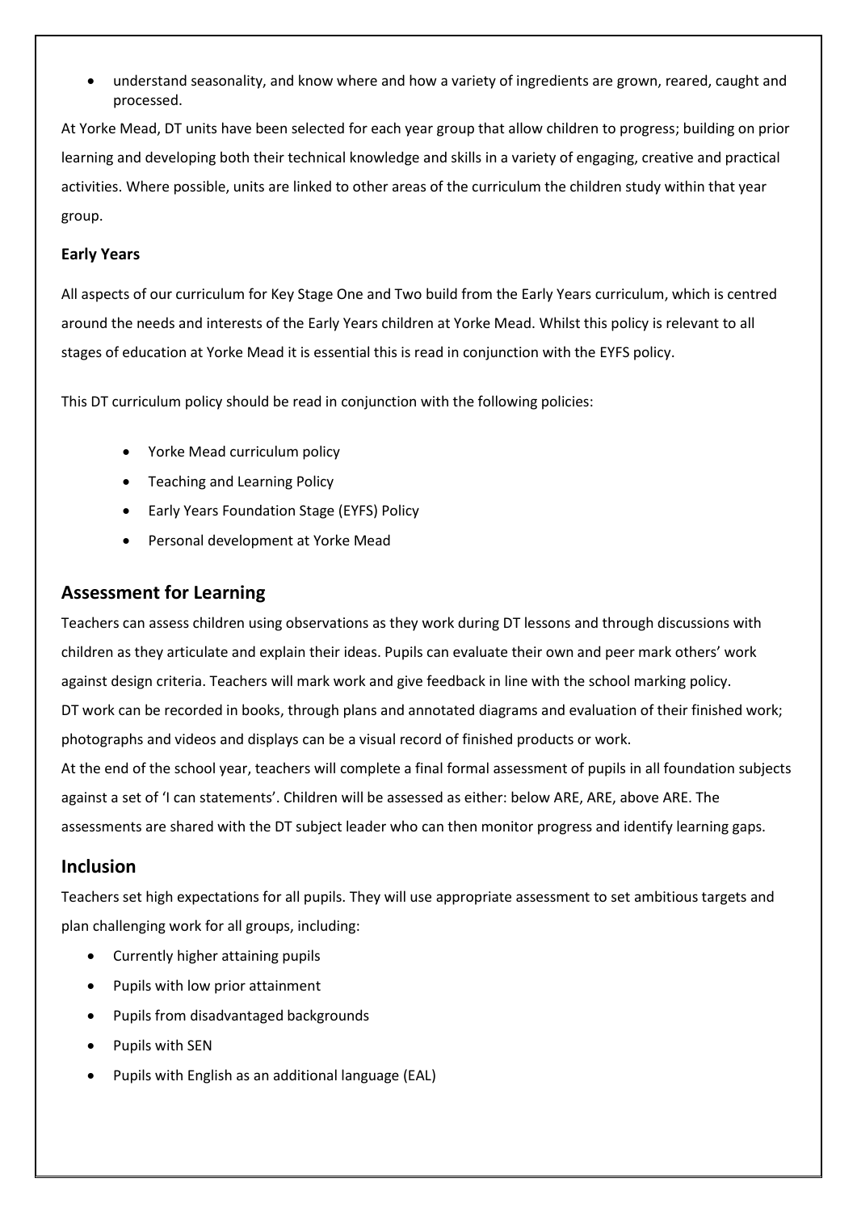- understand seasonality, and know where and how a variety of ingredients are grown, reared, caught and processed.

At Yorke Mead, DT units have been selected for each year group that allow children to progress; building on prior learning and developing both their technical knowledge and skills in a variety of engaging, creative and practical activities. Where possible, units are linked to other areas of the curriculum the children study within that year group.

**Early Years**

All aspects of our curriculum for Key Stage One and Two build from the Early Years curriculum, which is centred around the needs and interests of the Early Years children at Yorke Mead. Whilst this policy is relevant to all stages of education at Yorke Mead it is essential this is read in conjunction with the EYFS policy.

This DT curriculum policy should be read in conjunction with the following policies:

- Yorke Mead curriculum policy
- Teaching and Learning Policy
- Early Years Foundation Stage (EYFS) Policy
- Personal development at Yorke Mead

## Assessment for Learning

Teachers can assess children using observations as they work during DT lessons and through discussions with children as they articulate and explain their ideas. Pupils can evaluate their own and peer mark others' work against design criteria. Teachers will mark work and give feedback in line with the school marking policy.
DT work can be recorded in books, through plans and annotated diagrams and evaluation of their finished work; photographs and videos and displays can be a visual record of finished products or work.
At the end of the school year, teachers will complete a final formal assessment of pupils in all foundation subjects against a set of 'I can statements'. Children will be assessed as either: below ARE, ARE, above ARE. The assessments are shared with the DT subject leader who can then monitor progress and identify learning gaps.

## Inclusion

Teachers set high expectations for all pupils. They will use appropriate assessment to set ambitious targets and plan challenging work for all groups, including:

- Currently higher attaining pupils
- Pupils with low prior attainment
- Pupils from disadvantaged backgrounds
- Pupils with SEN
- Pupils with English as an additional language (EAL)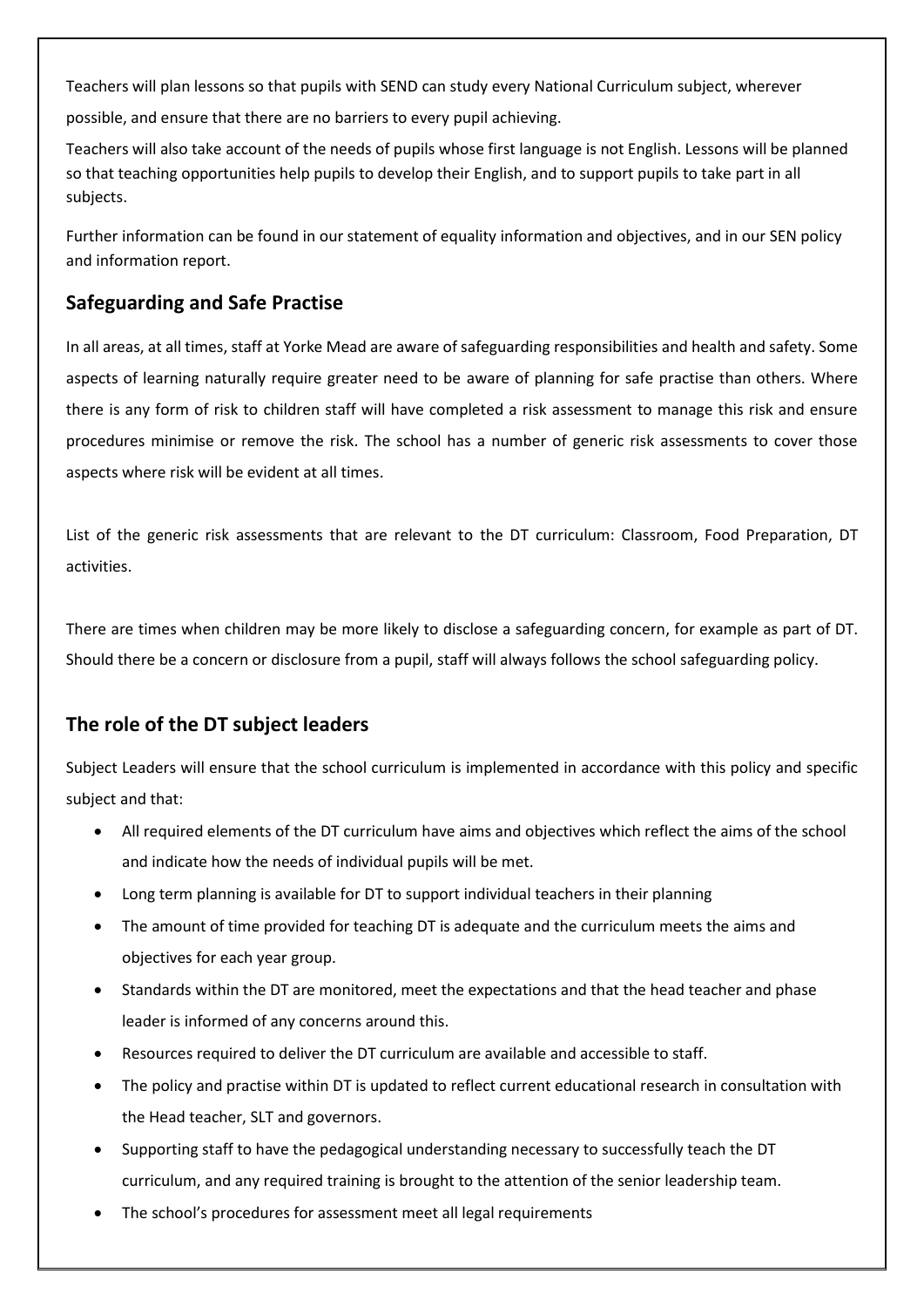Teachers will plan lessons so that pupils with SEND can study every National Curriculum subject, wherever possible, and ensure that there are no barriers to every pupil achieving.

Teachers will also take account of the needs of pupils whose first language is not English. Lessons will be planned so that teaching opportunities help pupils to develop their English, and to support pupils to take part in all subjects.

Further information can be found in our statement of equality information and objectives, and in our SEN policy and information report.

## Safeguarding and Safe Practise

In all areas, at all times, staff at Yorke Mead are aware of safeguarding responsibilities and health and safety. Some aspects of learning naturally require greater need to be aware of planning for safe practise than others. Where there is any form of risk to children staff will have completed a risk assessment to manage this risk and ensure procedures minimise or remove the risk. The school has a number of generic risk assessments to cover those aspects where risk will be evident at all times.

List of the generic risk assessments that are relevant to the DT curriculum: Classroom, Food Preparation, DT activities.

There are times when children may be more likely to disclose a safeguarding concern, for example as part of DT. Should there be a concern or disclosure from a pupil, staff will always follows the school safeguarding policy.

## The role of the DT subject leaders

Subject Leaders will ensure that the school curriculum is implemented in accordance with this policy and specific subject and that:

- All required elements of the DT curriculum have aims and objectives which reflect the aims of the school and indicate how the needs of individual pupils will be met.
- Long term planning is available for DT to support individual teachers in their planning
- The amount of time provided for teaching DT is adequate and the curriculum meets the aims and objectives for each year group.
- Standards within the DT are monitored, meet the expectations and that the head teacher and phase leader is informed of any concerns around this.
- Resources required to deliver the DT curriculum are available and accessible to staff.
- The policy and practise within DT is updated to reflect current educational research in consultation with the Head teacher, SLT and governors.
- Supporting staff to have the pedagogical understanding necessary to successfully teach the DT curriculum, and any required training is brought to the attention of the senior leadership team.
- The school's procedures for assessment meet all legal requirements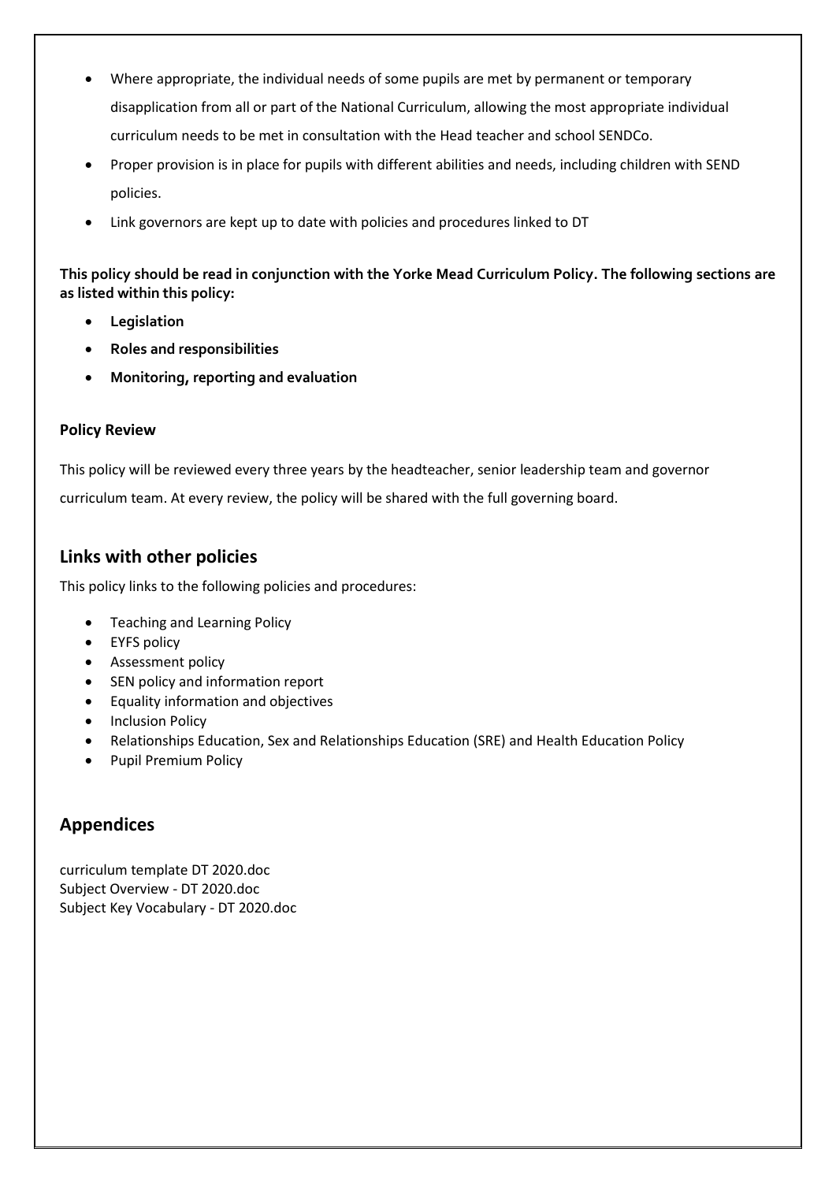- Where appropriate, the individual needs of some pupils are met by permanent or temporary disapplication from all or part of the National Curriculum, allowing the most appropriate individual curriculum needs to be met in consultation with the Head teacher and school SENDCo.
- Proper provision is in place for pupils with different abilities and needs, including children with SEND policies.
- Link governors are kept up to date with policies and procedures linked to DT

**This policy should be read in conjunction with the Yorke Mead Curriculum Policy. The following sections are as listed within this policy:**

- **Legislation**
- **Roles and responsibilities**
- **Monitoring, reporting and evaluation**

**Policy Review**

This policy will be reviewed every three years by the headteacher, senior leadership team and governor curriculum team. At every review, the policy will be shared with the full governing board.

## Links with other policies

This policy links to the following policies and procedures:

- Teaching and Learning Policy
- EYFS policy
- Assessment policy
- SEN policy and information report
- Equality information and objectives
- Inclusion Policy
- Relationships Education, Sex and Relationships Education (SRE) and Health Education Policy
- Pupil Premium Policy

## Appendices

curriculum template DT 2020.doc
Subject Overview - DT 2020.doc
Subject Key Vocabulary - DT 2020.doc